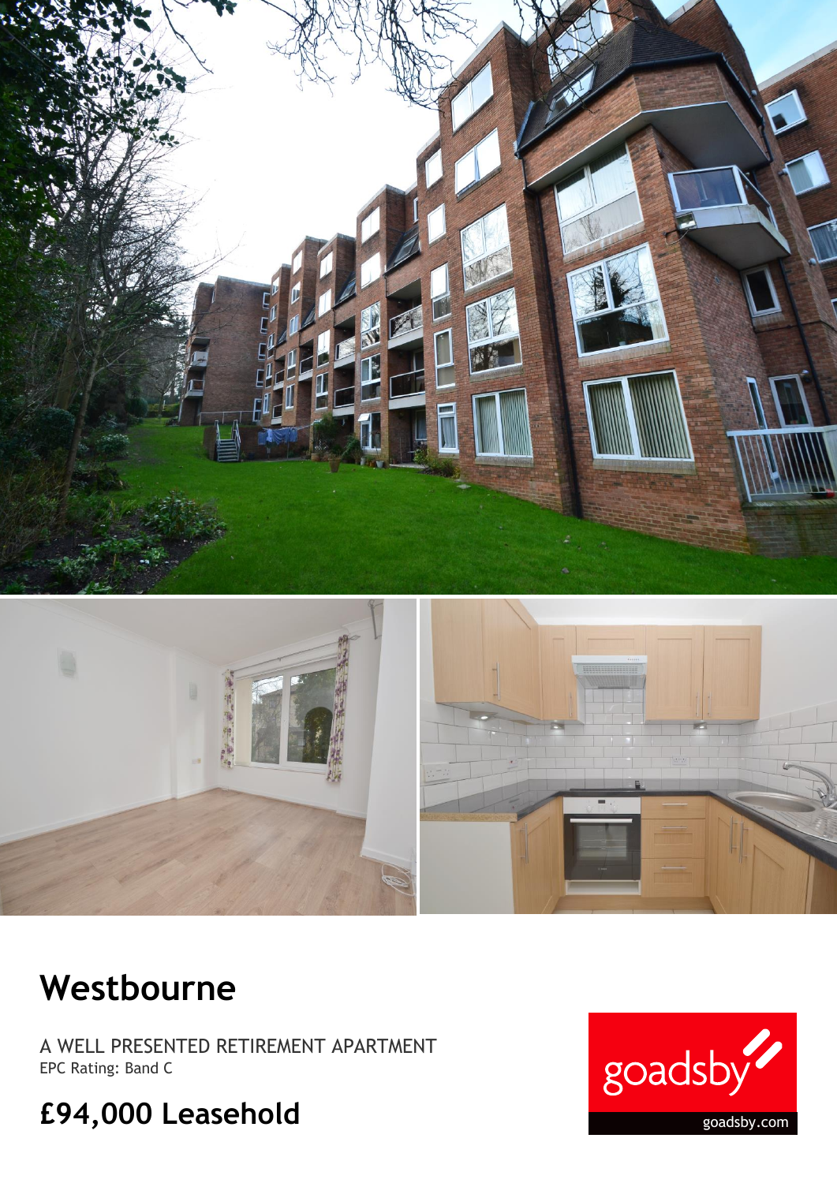# Westbourne

A WELL PRESENTED RETIREMENT APARTMENT
EPC Rating: Band C

## £94,000 Leasehold

goadsby

goadsby.com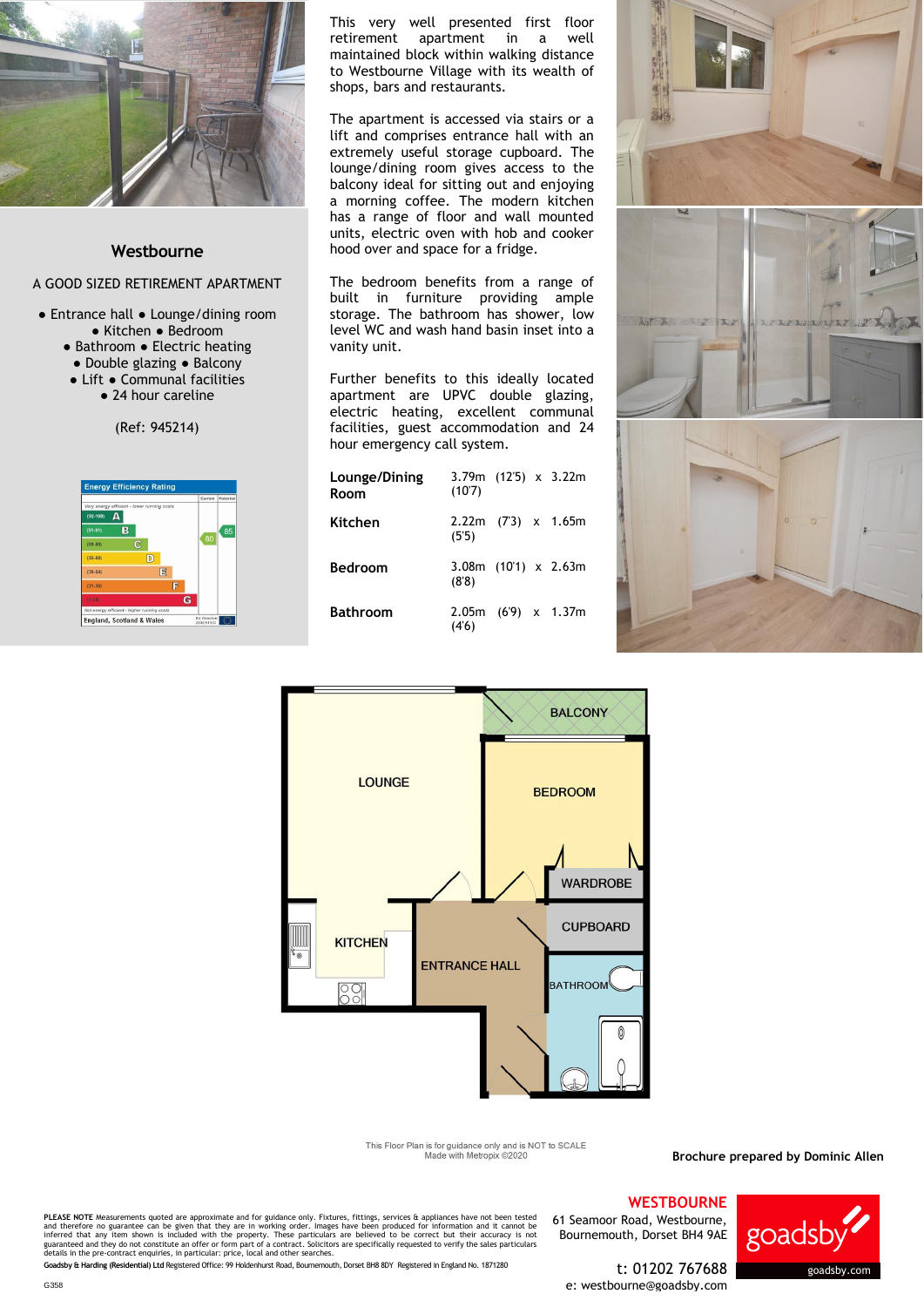## Westbourne

A GOOD SIZED RETIREMENT APARTMENT

- Entrance hall • Lounge/dining room
- Kitchen • Bedroom
- Bathroom • Electric heating
- Double glazing • Balcony
- Lift • Communal facilities
- 24 hour careline

(Ref: 945214)

Energy Efficiency Rating

Very energy efficient - lower running costs

Current | Potential

(92-100) A
(81-91) B
(69-80) C
(55-68) D
(39-54) E
(21-38) F
(1-20) G

80
85

Not energy efficient - higher running costs

England, Scotland & Wales

EU Directive 2002/91/EC

This very well presented first floor retirement apartment in a well maintained block within walking distance to Westbourne Village with its wealth of shops, bars and restaurants.

The apartment is accessed via stairs or a lift and comprises entrance hall with an extremely useful storage cupboard. The lounge/dining room gives access to the balcony ideal for sitting out and enjoying a morning coffee. The modern kitchen has a range of floor and wall mounted units, electric oven with hob and cooker hood over and space for a fridge.

The bedroom benefits from a range of built in furniture providing ample storage. The bathroom has shower, low level WC and wash hand basin inset into a vanity unit.

Further benefits to this ideally located apartment are UPVC double glazing, electric heating, excellent communal facilities, guest accommodation and 24 hour emergency call system.

| | |
|---|---|
| **Lounge/Dining Room** | 3.79m (12'5) x 3.22m (10'7) |
| **Kitchen** | 2.22m (7'3) x 1.65m (5'5) |
| **Bedroom** | 3.08m (10'1) x 2.63m (8'8) |
| **Bathroom** | 2.05m (6'9) x 1.37m (4'6) |

BALCONY
LOUNGE
BEDROOM
WARDROBE
CUPBOARD
KITCHEN
ENTRANCE HALL
BATHROOM

This Floor Plan is for guidance only and is NOT to SCALE
Made with Metropix ©2020

**Brochure prepared by Dominic Allen**

**PLEASE NOTE** Measurements quoted are approximate and for guidance only. Fixtures, fittings, services & appliances have not been tested and therefore no guarantee can be given that they are in working order. Images have been produced for information and it cannot be inferred that any item shown is included with the property. These particulars are believed to be correct but their accuracy is not guaranteed and they do not constitute an offer or form part of a contract. Solicitors are specifically requested to verify the sales particulars details in the pre-contract enquiries, in particular: price, local and other searches.

**Goadsby & Harding (Residential) Ltd** Registered Office: 99 Holdenhurst Road, Bournemouth, Dorset BH8 8DY Registered in England No. 1871280

G358

**WESTBOURNE**
61 Seamoor Road, Westbourne, Bournemouth, Dorset BH4 9AE

t: 01202 767688
e: westbourne@goadsby.com

goadsby
goadsby.com